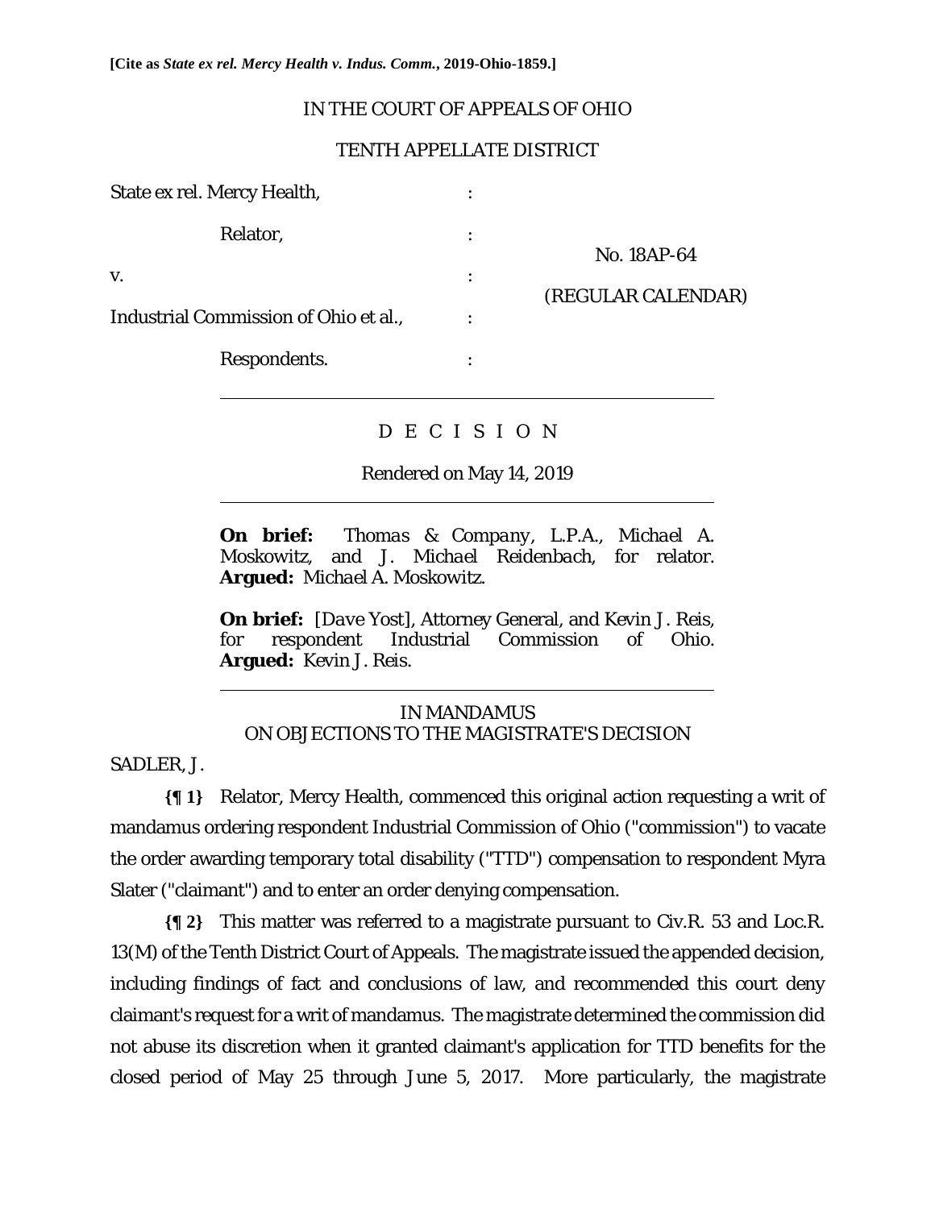**[Cite as *State ex rel. Mercy Health v. Indus. Comm.*, 2019-Ohio-1859.]**

IN THE COURT OF APPEALS OF OHIO

TENTH APPELLATE DISTRICT

| | | |
|---|---|---|
| State ex rel. Mercy Health, | : | |
| Relator, | : | No. 18AP-64 |
| v. | : | (REGULAR CALENDAR) |
| Industrial Commission of Ohio et al., | : | |
| Respondents. | : | |

D E C I S I O N

Rendered on May 14, 2019

**On brief:** *Thomas & Company, L.P.A., Michael A. Moskowitz, and J. Michael Reidenbach*, for relator. **Argued:** *Michael A. Moskowitz.*

**On brief:** *[Dave Yost], Attorney General, and Kevin J. Reis*, for respondent Industrial Commission of Ohio. **Argued:** *Kevin J. Reis.*

IN MANDAMUS
ON OBJECTIONS TO THE MAGISTRATE'S DECISION

SADLER, J.

**{¶ 1}** Relator, Mercy Health, commenced this original action requesting a writ of mandamus ordering respondent Industrial Commission of Ohio ("commission") to vacate the order awarding temporary total disability ("TTD") compensation to respondent Myra Slater ("claimant") and to enter an order denying compensation.

**{¶ 2}** This matter was referred to a magistrate pursuant to Civ.R. 53 and Loc.R. 13(M) of the Tenth District Court of Appeals. The magistrate issued the appended decision, including findings of fact and conclusions of law, and recommended this court deny claimant's request for a writ of mandamus. The magistrate determined the commission did not abuse its discretion when it granted claimant's application for TTD benefits for the closed period of May 25 through June 5, 2017. More particularly, the magistrate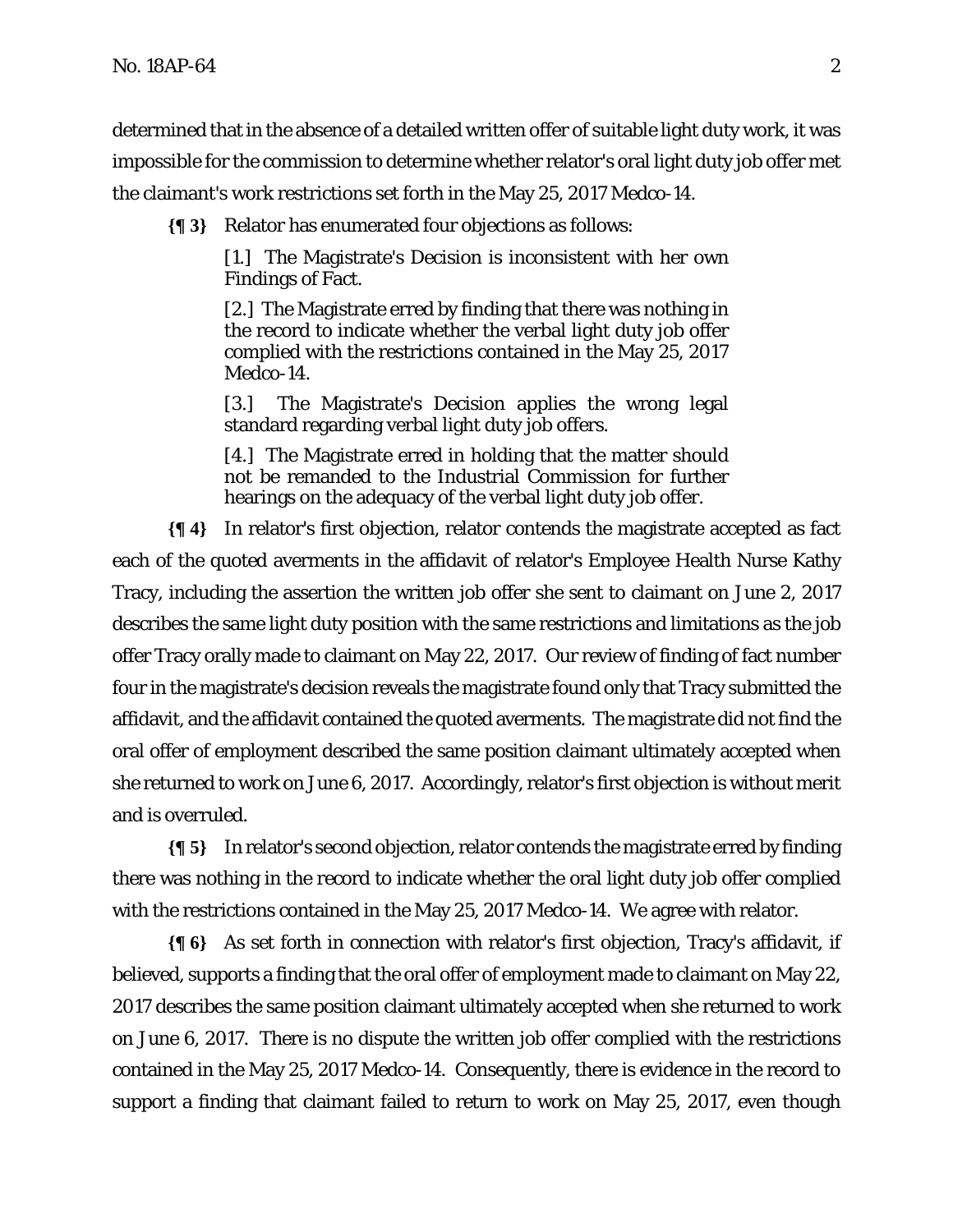determined that in the absence of a detailed written offer of suitable light duty work, it was impossible for the commission to determine whether relator's oral light duty job offer met the claimant's work restrictions set forth in the May 25, 2017 Medco-14.

**{¶ 3}** Relator has enumerated four objections as follows:

> [1.] The Magistrate's Decision is inconsistent with her own Findings of Fact.
>
> [2.] The Magistrate erred by finding that there was nothing in the record to indicate whether the verbal light duty job offer complied with the restrictions contained in the May 25, 2017 Medco-14.
>
> [3.] The Magistrate's Decision applies the wrong legal standard regarding verbal light duty job offers.
>
> [4.] The Magistrate erred in holding that the matter should not be remanded to the Industrial Commission for further hearings on the adequacy of the verbal light duty job offer.

**{¶ 4}** In relator's first objection, relator contends the magistrate accepted as fact each of the quoted averments in the affidavit of relator's Employee Health Nurse Kathy Tracy, including the assertion the written job offer she sent to claimant on June 2, 2017 describes the same light duty position with the same restrictions and limitations as the job offer Tracy orally made to claimant on May 22, 2017. Our review of finding of fact number four in the magistrate's decision reveals the magistrate found only that Tracy submitted the affidavit, and the affidavit contained the quoted averments. The magistrate did not find the oral offer of employment described the same position claimant ultimately accepted when she returned to work on June 6, 2017. Accordingly, relator's first objection is without merit and is overruled.

**{¶ 5}** In relator's second objection, relator contends the magistrate erred by finding there was nothing in the record to indicate whether the oral light duty job offer complied with the restrictions contained in the May 25, 2017 Medco-14. We agree with relator.

**{¶ 6}** As set forth in connection with relator's first objection, Tracy's affidavit, if believed, supports a finding that the oral offer of employment made to claimant on May 22, 2017 describes the same position claimant ultimately accepted when she returned to work on June 6, 2017. There is no dispute the written job offer complied with the restrictions contained in the May 25, 2017 Medco-14. Consequently, there is evidence in the record to support a finding that claimant failed to return to work on May 25, 2017, even though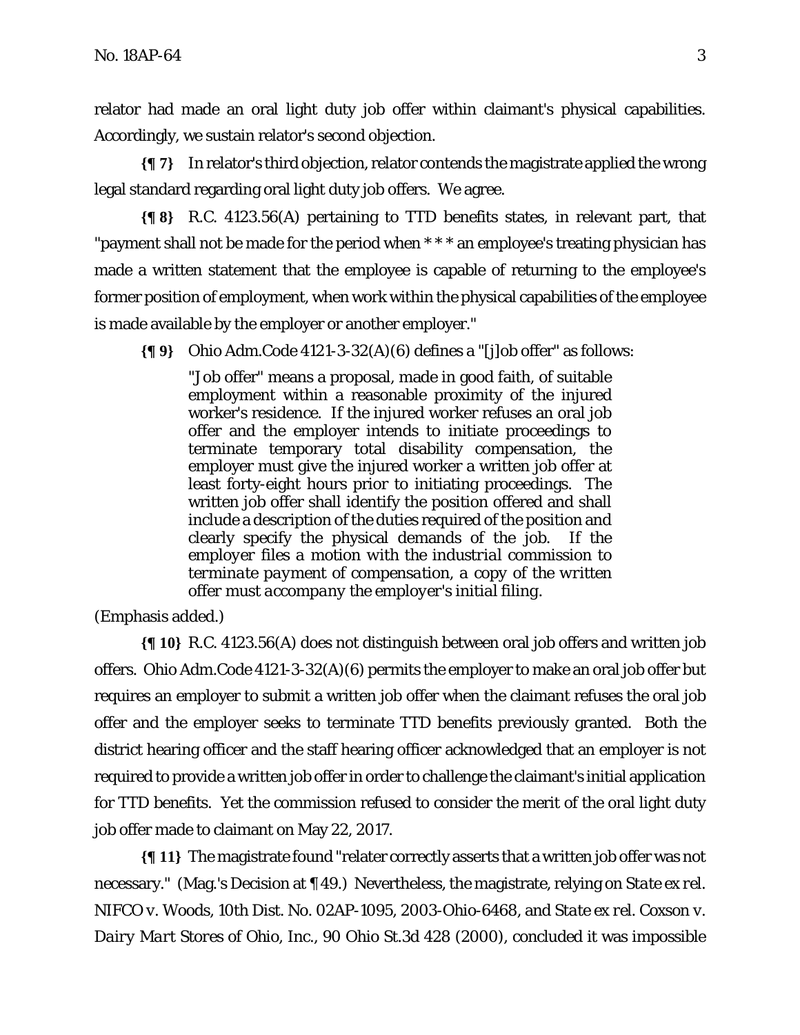relator had made an oral light duty job offer within claimant's physical capabilities. Accordingly, we sustain relator's second objection.

**{¶ 7}** In relator's third objection, relator contends the magistrate applied the wrong legal standard regarding oral light duty job offers. We agree.

**{¶ 8}** R.C. 4123.56(A) pertaining to TTD benefits states, in relevant part, that "payment shall not be made for the period when * * * an employee's treating physician has made a written statement that the employee is capable of returning to the employee's former position of employment, when work within the physical capabilities of the employee is made available by the employer or another employer."

**{¶ 9}** Ohio Adm.Code 4121-3-32(A)(6) defines a "[j]ob offer" as follows:

> "Job offer" means a proposal, made in good faith, of suitable employment within a reasonable proximity of the injured worker's residence. If the injured worker refuses an oral job offer and the employer intends to initiate proceedings to terminate temporary total disability compensation, the employer must give the injured worker a written job offer at least forty-eight hours prior to initiating proceedings. The written job offer shall identify the position offered and shall include a description of the duties required of the position and clearly specify the physical demands of the job. *If the employer files a motion with the industrial commission to terminate payment of compensation, a copy of the written offer must accompany the employer's initial filing.*

(Emphasis added.)

**{¶ 10}** R.C. 4123.56(A) does not distinguish between oral job offers and written job offers. Ohio Adm.Code 4121-3-32(A)(6) permits the employer to make an oral job offer but requires an employer to submit a written job offer when the claimant refuses the oral job offer and the employer seeks to terminate TTD benefits previously granted. Both the district hearing officer and the staff hearing officer acknowledged that an employer is not required to provide a written job offer in order to challenge the claimant's initial application for TTD benefits. Yet the commission refused to consider the merit of the oral light duty job offer made to claimant on May 22, 2017.

**{¶ 11}** The magistrate found "relater correctly asserts that a written job offer was not necessary." (Mag.'s Decision at ¶ 49.) Nevertheless, the magistrate, relying on *State ex rel. NIFCO v. Woods*, 10th Dist. No. 02AP-1095, 2003-Ohio-6468, and *State ex rel. Coxson v. Dairy Mart Stores of Ohio, Inc.*, 90 Ohio St.3d 428 (2000), concluded it was impossible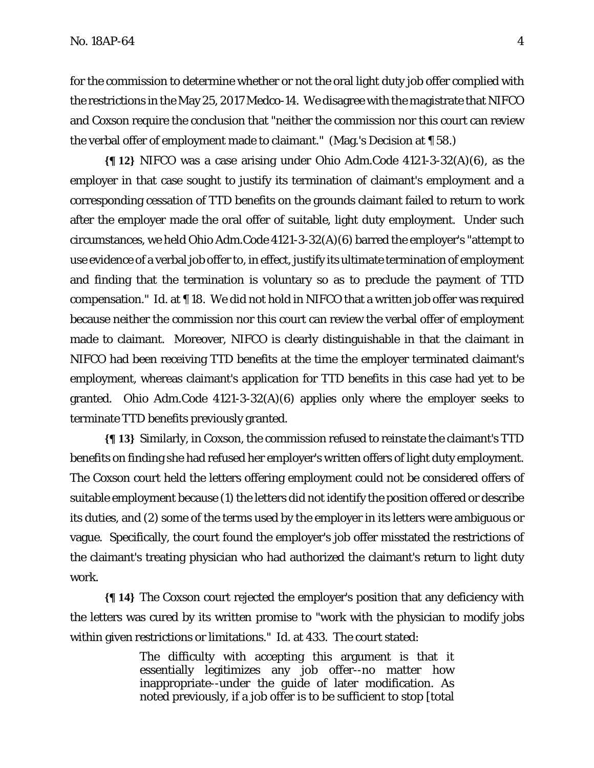for the commission to determine whether or not the oral light duty job offer complied with the restrictions in the May 25, 2017 Medco-14. We disagree with the magistrate that NIFCO and Coxson require the conclusion that "neither the commission nor this court can review the verbal offer of employment made to claimant." (Mag.'s Decision at ¶ 58.)

**{¶ 12}** NIFCO was a case arising under Ohio Adm.Code 4121-3-32(A)(6), as the employer in that case sought to justify its termination of claimant's employment and a corresponding cessation of TTD benefits on the grounds claimant failed to return to work after the employer made the oral offer of suitable, light duty employment. Under such circumstances, we held Ohio Adm.Code 4121-3-32(A)(6) barred the employer's "attempt to use evidence of a verbal job offer to, in effect, justify its ultimate termination of employment and finding that the termination is voluntary so as to preclude the payment of TTD compensation." Id. at ¶ 18. We did not hold in NIFCO that a written job offer was required because neither the commission nor this court can review the verbal offer of employment made to claimant. Moreover, NIFCO is clearly distinguishable in that the claimant in NIFCO had been receiving TTD benefits at the time the employer terminated claimant's employment, whereas claimant's application for TTD benefits in this case had yet to be granted. Ohio Adm.Code 4121-3-32(A)(6) applies only where the employer seeks to terminate TTD benefits previously granted.

**{¶ 13}** Similarly, in Coxson, the commission refused to reinstate the claimant's TTD benefits on finding she had refused her employer's written offers of light duty employment. The Coxson court held the letters offering employment could not be considered offers of suitable employment because (1) the letters did not identify the position offered or describe its duties, and (2) some of the terms used by the employer in its letters were ambiguous or vague. Specifically, the court found the employer's job offer misstated the restrictions of the claimant's treating physician who had authorized the claimant's return to light duty work.

**{¶ 14}** The Coxson court rejected the employer's position that any deficiency with the letters was cured by its written promise to "work with the physician to modify jobs within given restrictions or limitations." Id. at 433. The court stated:

> The difficulty with accepting this argument is that it essentially legitimizes any job offer--no matter how inappropriate--under the guide of later modification. As noted previously, if a job offer is to be sufficient to stop [total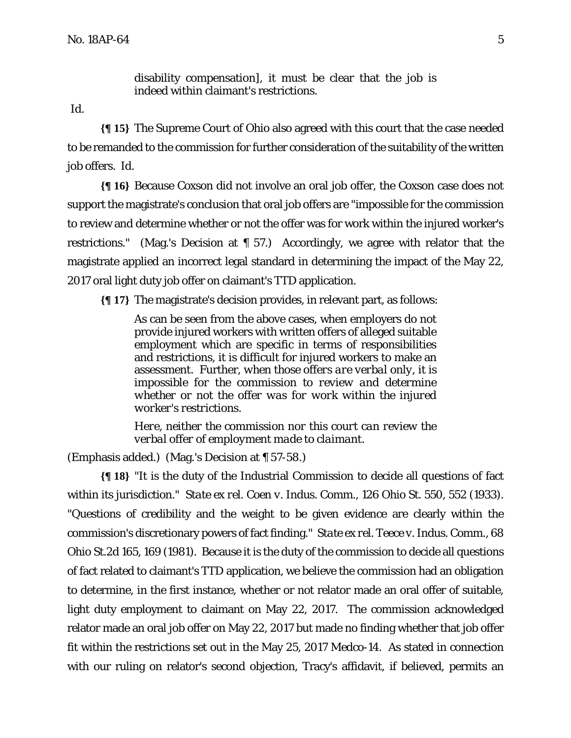> disability compensation], it must be clear that the job is indeed within claimant's restrictions.

Id.

**{¶ 15}** The Supreme Court of Ohio also agreed with this court that the case needed to be remanded to the commission for further consideration of the suitability of the written job offers. Id.

**{¶ 16}** Because Coxson did not involve an oral job offer, the Coxson case does not support the magistrate's conclusion that oral job offers are "impossible for the commission to review and determine whether or not the offer was for work within the injured worker's restrictions." (Mag.'s Decision at ¶ 57.) Accordingly, we agree with relator that the magistrate applied an incorrect legal standard in determining the impact of the May 22, 2017 oral light duty job offer on claimant's TTD application.

**{¶ 17}** The magistrate's decision provides, in relevant part, as follows:

> As can be seen from the above cases, when employers do not provide injured workers with written offers of alleged suitable employment which are specific in terms of responsibilities and restrictions, it is difficult for injured workers to make an assessment. Further, *when those offers are verbal only, it is impossible for the commission to review and determine whether or not the offer was for work within the injured worker's restrictions.*
>
> *Here, neither the commission nor this court can review the verbal offer of employment made to claimant.*

(Emphasis added.) (Mag.'s Decision at ¶ 57-58.)

**{¶ 18}** "It is the duty of the Industrial Commission to decide all questions of fact within its jurisdiction." *State ex rel. Coen v. Indus. Comm.*, 126 Ohio St. 550, 552 (1933). "Questions of credibility and the weight to be given evidence are clearly within the commission's discretionary powers of fact finding." *State ex rel. Teece v. Indus. Comm.*, 68 Ohio St.2d 165, 169 (1981). Because it is the duty of the commission to decide all questions of fact related to claimant's TTD application, we believe the commission had an obligation to determine, in the first instance, whether or not relator made an oral offer of suitable, light duty employment to claimant on May 22, 2017. The commission acknowledged relator made an oral job offer on May 22, 2017 but made no finding whether that job offer fit within the restrictions set out in the May 25, 2017 Medco-14. As stated in connection with our ruling on relator's second objection, Tracy's affidavit, if believed, permits an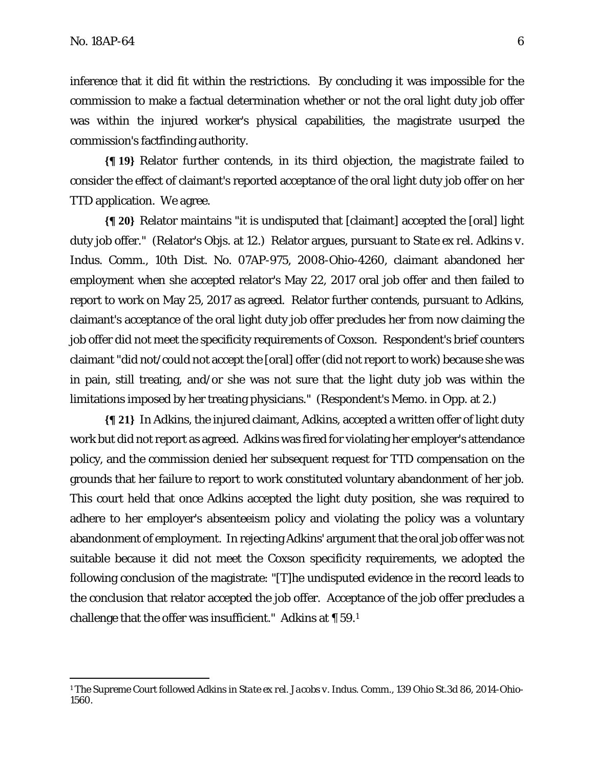inference that it did fit within the restrictions. By concluding it was impossible for the commission to make a factual determination whether or not the oral light duty job offer was within the injured worker's physical capabilities, the magistrate usurped the commission's factfinding authority.

**{¶ 19}** Relator further contends, in its third objection, the magistrate failed to consider the effect of claimant's reported acceptance of the oral light duty job offer on her TTD application. We agree.

**{¶ 20}** Relator maintains "it is undisputed that [claimant] accepted the [oral] light duty job offer." (Relator's Objs. at 12.) Relator argues, pursuant to *State ex rel. Adkins v. Indus. Comm.*, 10th Dist. No. 07AP-975, 2008-Ohio-4260, claimant abandoned her employment when she accepted relator's May 22, 2017 oral job offer and then failed to report to work on May 25, 2017 as agreed. Relator further contends, pursuant to *Adkins*, claimant's acceptance of the oral light duty job offer precludes her from now claiming the job offer did not meet the specificity requirements of *Coxson*. Respondent's brief counters claimant "did not/could not accept the [oral] offer (did not report to work) because she was in pain, still treating, and/or she was not sure that the light duty job was within the limitations imposed by her treating physicians." (Respondent's Memo. in Opp. at 2.)

**{¶ 21}** In *Adkins*, the injured claimant, Adkins, accepted a written offer of light duty work but did not report as agreed. Adkins was fired for violating her employer's attendance policy, and the commission denied her subsequent request for TTD compensation on the grounds that her failure to report to work constituted voluntary abandonment of her job. This court held that once Adkins accepted the light duty position, she was required to adhere to her employer's absenteeism policy and violating the policy was a voluntary abandonment of employment. In rejecting Adkins' argument that the oral job offer was not suitable because it did not meet the *Coxson* specificity requirements, we adopted the following conclusion of the magistrate: "[T]he undisputed evidence in the record leads to the conclusion that relator accepted the job offer. Acceptance of the job offer precludes a challenge that the offer was insufficient." *Adkins* at ¶ 59.[1]

---

[1] The Supreme Court followed *Adkins* in *State ex rel. Jacobs v. Indus. Comm.*, 139 Ohio St.3d 86, 2014-Ohio-1560.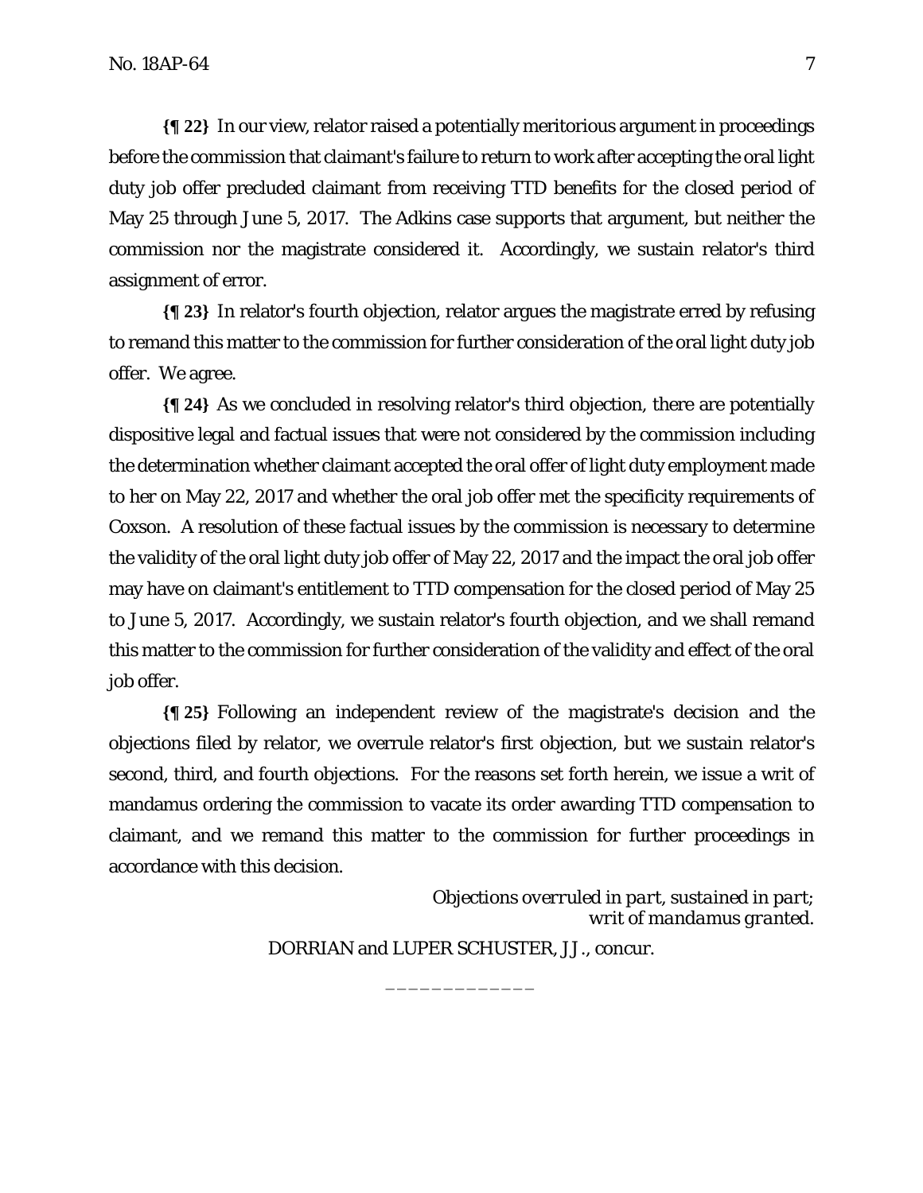**{¶ 22}** In our view, relator raised a potentially meritorious argument in proceedings before the commission that claimant's failure to return to work after accepting the oral light duty job offer precluded claimant from receiving TTD benefits for the closed period of May 25 through June 5, 2017. The Adkins case supports that argument, but neither the commission nor the magistrate considered it. Accordingly, we sustain relator's third assignment of error.

**{¶ 23}** In relator's fourth objection, relator argues the magistrate erred by refusing to remand this matter to the commission for further consideration of the oral light duty job offer. We agree.

**{¶ 24}** As we concluded in resolving relator's third objection, there are potentially dispositive legal and factual issues that were not considered by the commission including the determination whether claimant accepted the oral offer of light duty employment made to her on May 22, 2017 and whether the oral job offer met the specificity requirements of Coxson. A resolution of these factual issues by the commission is necessary to determine the validity of the oral light duty job offer of May 22, 2017 and the impact the oral job offer may have on claimant's entitlement to TTD compensation for the closed period of May 25 to June 5, 2017. Accordingly, we sustain relator's fourth objection, and we shall remand this matter to the commission for further consideration of the validity and effect of the oral job offer.

**{¶ 25}** Following an independent review of the magistrate's decision and the objections filed by relator, we overrule relator's first objection, but we sustain relator's second, third, and fourth objections. For the reasons set forth herein, we issue a writ of mandamus ordering the commission to vacate its order awarding TTD compensation to claimant, and we remand this matter to the commission for further proceedings in accordance with this decision.

*Objections overruled in part, sustained in part;*
*writ of mandamus granted.*

DORRIAN and LUPER SCHUSTER, JJ., concur.

_____________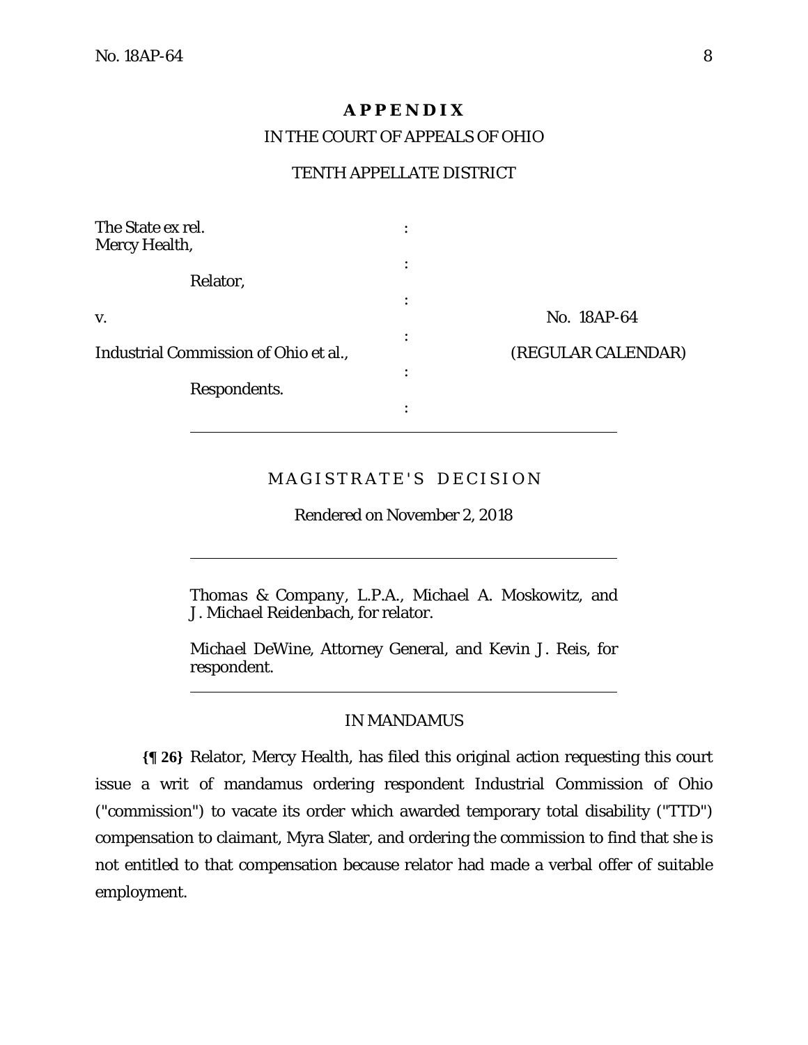**APPENDIX**

IN THE COURT OF APPEALS OF OHIO

TENTH APPELLATE DISTRICT

| | | |
|---|---|---|
| The State ex rel. Mercy Health, | : | |
| Relator, | : | |
| | : | |
| v. | : | No. 18AP-64 |
| Industrial Commission of Ohio et al., | : | (REGULAR CALENDAR) |
| Respondents. | : | |

---

MAGISTRATE'S DECISION

Rendered on November 2, 2018

---

*Thomas & Company, L.P.A., Michael A. Moskowitz,* and *J. Michael Reidenbach,* for relator.

*Michael DeWine,* Attorney General, and *Kevin J. Reis,* for respondent.

---

IN MANDAMUS

**{¶ 26}** Relator, Mercy Health, has filed this original action requesting this court issue a writ of mandamus ordering respondent Industrial Commission of Ohio ("commission") to vacate its order which awarded temporary total disability ("TTD") compensation to claimant, Myra Slater, and ordering the commission to find that she is not entitled to that compensation because relator had made a verbal offer of suitable employment.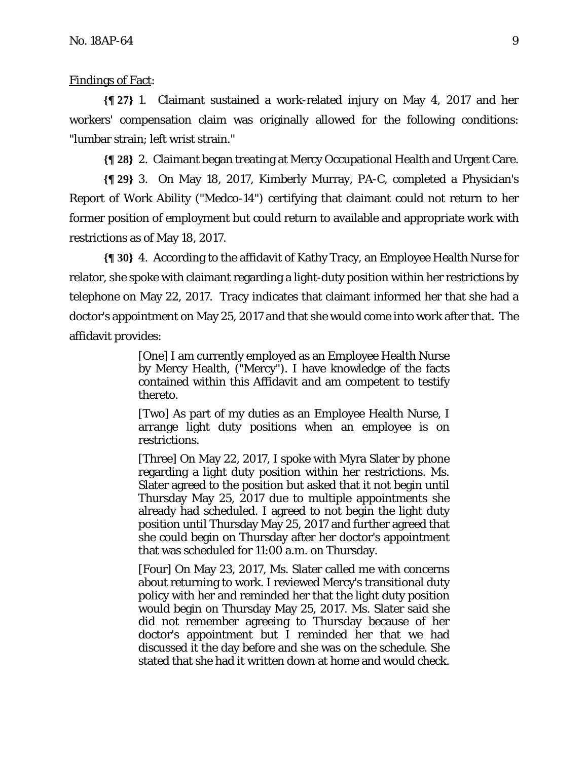<u>Findings of Fact</u>:

**{¶ 27}** 1. Claimant sustained a work-related injury on May 4, 2017 and her workers' compensation claim was originally allowed for the following conditions: "lumbar strain; left wrist strain."

**{¶ 28}** 2. Claimant began treating at Mercy Occupational Health and Urgent Care.

**{¶ 29}** 3. On May 18, 2017, Kimberly Murray, PA-C, completed a Physician's Report of Work Ability ("Medco-14") certifying that claimant could not return to her former position of employment but could return to available and appropriate work with restrictions as of May 18, 2017.

**{¶ 30}** 4. According to the affidavit of Kathy Tracy, an Employee Health Nurse for relator, she spoke with claimant regarding a light-duty position within her restrictions by telephone on May 22, 2017. Tracy indicates that claimant informed her that she had a doctor's appointment on May 25, 2017 and that she would come into work after that. The affidavit provides:

> [One] I am currently employed as an Employee Health Nurse by Mercy Health, ("Mercy"). I have knowledge of the facts contained within this Affidavit and am competent to testify thereto.
>
> [Two] As part of my duties as an Employee Health Nurse, I arrange light duty positions when an employee is on restrictions.
>
> [Three] On May 22, 2017, I spoke with Myra Slater by phone regarding a light duty position within her restrictions. Ms. Slater agreed to the position but asked that it not begin until Thursday May 25, 2017 due to multiple appointments she already had scheduled. I agreed to not begin the light duty position until Thursday May 25, 2017 and further agreed that she could begin on Thursday after her doctor's appointment that was scheduled for 11:00 a.m. on Thursday.
>
> [Four] On May 23, 2017, Ms. Slater called me with concerns about returning to work. I reviewed Mercy's transitional duty policy with her and reminded her that the light duty position would begin on Thursday May 25, 2017. Ms. Slater said she did not remember agreeing to Thursday because of her doctor's appointment but I reminded her that we had discussed it the day before and she was on the schedule. She stated that she had it written down at home and would check.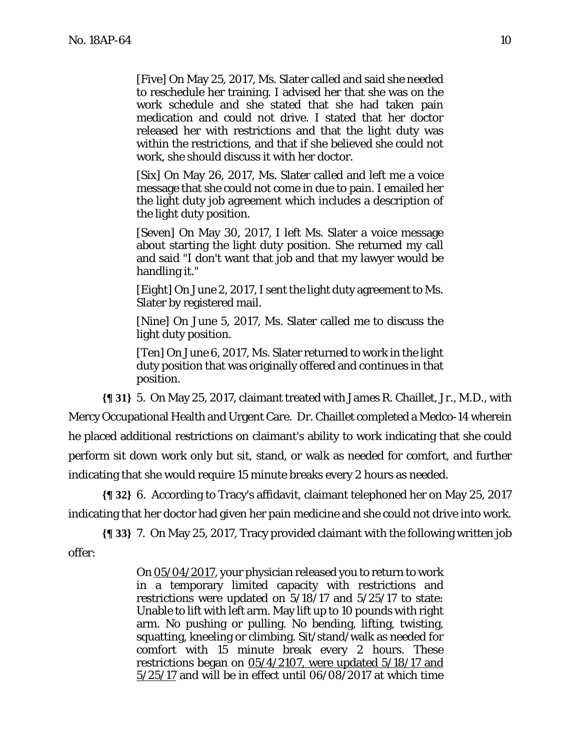> [Five] On May 25, 2017, Ms. Slater called and said she needed to reschedule her training. I advised her that she was on the work schedule and she stated that she had taken pain medication and could not drive. I stated that her doctor released her with restrictions and that the light duty was within the restrictions, and that if she believed she could not work, she should discuss it with her doctor.
>
> [Six] On May 26, 2017, Ms. Slater called and left me a voice message that she could not come in due to pain. I emailed her the light duty job agreement which includes a description of the light duty position.
>
> [Seven] On May 30, 2017, I left Ms. Slater a voice message about starting the light duty position. She returned my call and said "I don't want that job and that my lawyer would be handling it."
>
> [Eight] On June 2, 2017, I sent the light duty agreement to Ms. Slater by registered mail.
>
> [Nine] On June 5, 2017, Ms. Slater called me to discuss the light duty position.
>
> [Ten] On June 6, 2017, Ms. Slater returned to work in the light duty position that was originally offered and continues in that position.

**{¶ 31}** 5. On May 25, 2017, claimant treated with James R. Chaillet, Jr., M.D., with Mercy Occupational Health and Urgent Care. Dr. Chaillet completed a Medco-14 wherein he placed additional restrictions on claimant's ability to work indicating that she could perform sit down work only but sit, stand, or walk as needed for comfort, and further indicating that she would require 15 minute breaks every 2 hours as needed.

**{¶ 32}** 6. According to Tracy's affidavit, claimant telephoned her on May 25, 2017 indicating that her doctor had given her pain medicine and she could not drive into work.

**{¶ 33}** 7. On May 25, 2017, Tracy provided claimant with the following written job offer:

> On 05/04/2017, your physician released you to return to work in a temporary limited capacity with restrictions and restrictions were updated on 5/18/17 and 5/25/17 to state: Unable to lift with left arm. May lift up to 10 pounds with right arm. No pushing or pulling. No bending, lifting, twisting, squatting, kneeling or climbing. Sit/stand/walk as needed for comfort with 15 minute break every 2 hours. These restrictions began on 05/4/2107, were updated 5/18/17 and 5/25/17 and will be in effect until 06/08/2017 at which time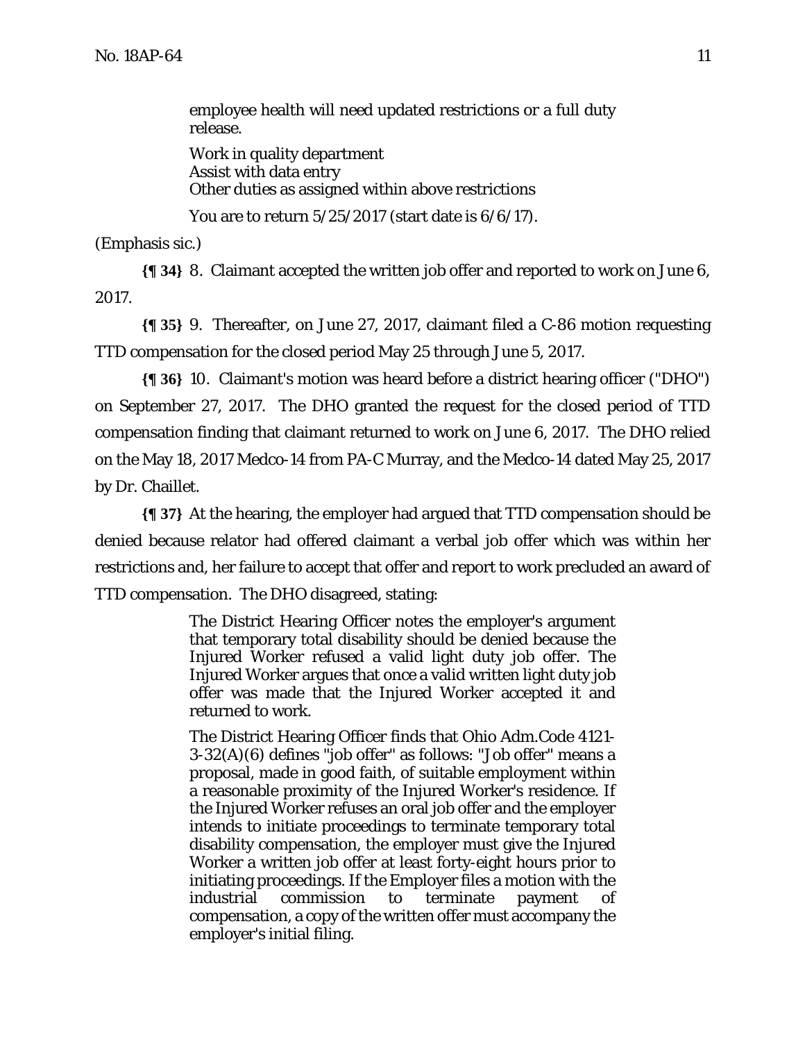> employee health will need updated restrictions or a full duty release.
>
> Work in quality department
> Assist with data entry
> Other duties as assigned within above restrictions
>
> You are to return 5/25/2017 (start date is 6/6/17).

(Emphasis sic.)

**{¶ 34}** 8. Claimant accepted the written job offer and reported to work on June 6, 2017.

**{¶ 35}** 9. Thereafter, on June 27, 2017, claimant filed a C-86 motion requesting TTD compensation for the closed period May 25 through June 5, 2017.

**{¶ 36}** 10. Claimant's motion was heard before a district hearing officer ("DHO") on September 27, 2017. The DHO granted the request for the closed period of TTD compensation finding that claimant returned to work on June 6, 2017. The DHO relied on the May 18, 2017 Medco-14 from PA-C Murray, and the Medco-14 dated May 25, 2017 by Dr. Chaillet.

**{¶ 37}** At the hearing, the employer had argued that TTD compensation should be denied because relator had offered claimant a verbal job offer which was within her restrictions and, her failure to accept that offer and report to work precluded an award of TTD compensation. The DHO disagreed, stating:

> The District Hearing Officer notes the employer's argument that temporary total disability should be denied because the Injured Worker refused a valid light duty job offer. The Injured Worker argues that once a valid written light duty job offer was made that the Injured Worker accepted it and returned to work.
>
> The District Hearing Officer finds that Ohio Adm.Code 4121-3-32(A)(6) defines "job offer" as follows: "Job offer" means a proposal, made in good faith, of suitable employment within a reasonable proximity of the Injured Worker's residence. If the Injured Worker refuses an oral job offer and the employer intends to initiate proceedings to terminate temporary total disability compensation, the employer must give the Injured Worker a written job offer at least forty-eight hours prior to initiating proceedings. If the Employer files a motion with the industrial commission to terminate payment of compensation, a copy of the written offer must accompany the employer's initial filing.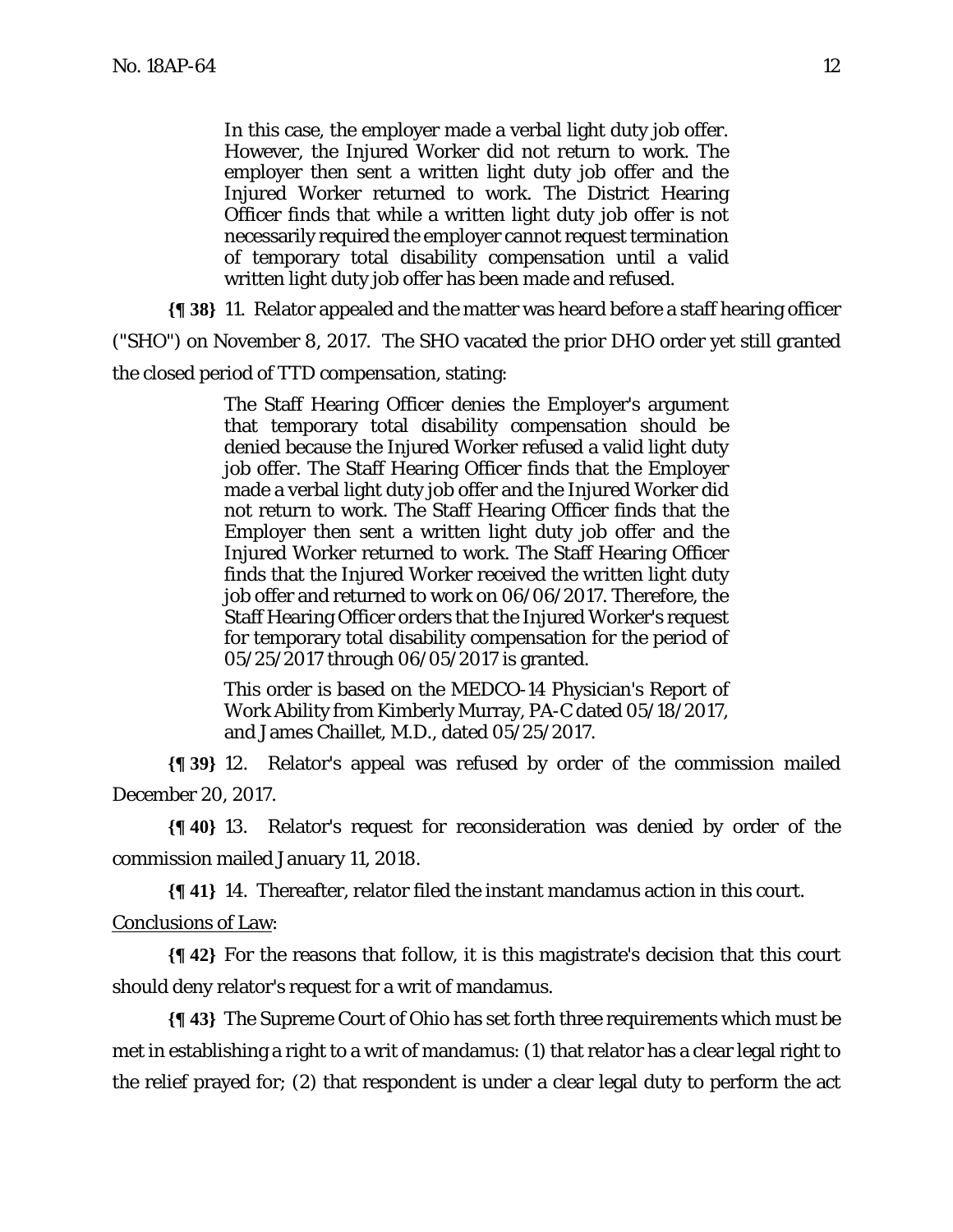> In this case, the employer made a verbal light duty job offer. However, the Injured Worker did not return to work. The employer then sent a written light duty job offer and the Injured Worker returned to work. The District Hearing Officer finds that while a written light duty job offer is not necessarily required the employer cannot request termination of temporary total disability compensation until a valid written light duty job offer has been made and refused.

**{¶ 38}** 11. Relator appealed and the matter was heard before a staff hearing officer ("SHO") on November 8, 2017. The SHO vacated the prior DHO order yet still granted the closed period of TTD compensation, stating:

> The Staff Hearing Officer denies the Employer's argument that temporary total disability compensation should be denied because the Injured Worker refused a valid light duty job offer. The Staff Hearing Officer finds that the Employer made a verbal light duty job offer and the Injured Worker did not return to work. The Staff Hearing Officer finds that the Employer then sent a written light duty job offer and the Injured Worker returned to work. The Staff Hearing Officer finds that the Injured Worker received the written light duty job offer and returned to work on 06/06/2017. Therefore, the Staff Hearing Officer orders that the Injured Worker's request for temporary total disability compensation for the period of 05/25/2017 through 06/05/2017 is granted.
>
> This order is based on the MEDCO-14 Physician's Report of Work Ability from Kimberly Murray, PA-C dated 05/18/2017, and James Chaillet, M.D., dated 05/25/2017.

**{¶ 39}** 12. Relator's appeal was refused by order of the commission mailed December 20, 2017.

**{¶ 40}** 13. Relator's request for reconsideration was denied by order of the commission mailed January 11, 2018.

**{¶ 41}** 14. Thereafter, relator filed the instant mandamus action in this court.

Conclusions of Law:

**{¶ 42}** For the reasons that follow, it is this magistrate's decision that this court should deny relator's request for a writ of mandamus.

**{¶ 43}** The Supreme Court of Ohio has set forth three requirements which must be met in establishing a right to a writ of mandamus: (1) that relator has a clear legal right to the relief prayed for; (2) that respondent is under a clear legal duty to perform the act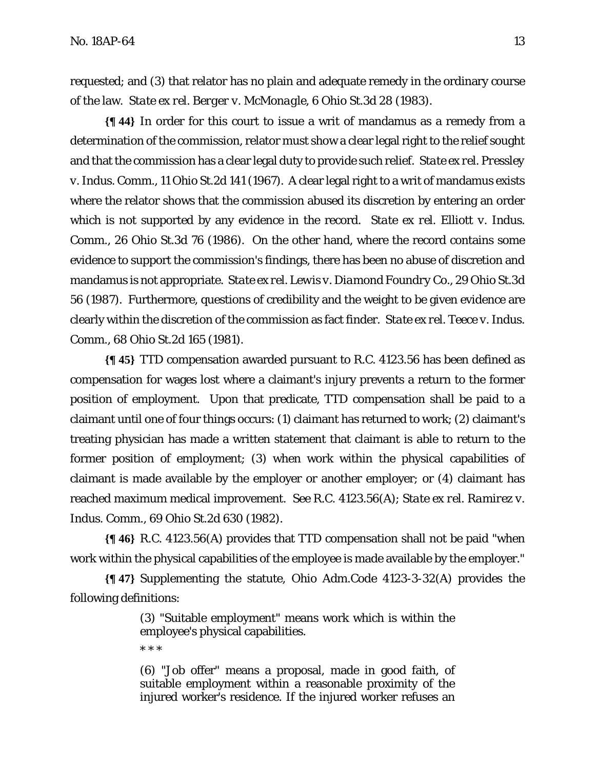requested; and (3) that relator has no plain and adequate remedy in the ordinary course of the law. *State ex rel. Berger v. McMonagle*, 6 Ohio St.3d 28 (1983).

**{¶ 44}** In order for this court to issue a writ of mandamus as a remedy from a determination of the commission, relator must show a clear legal right to the relief sought and that the commission has a clear legal duty to provide such relief. *State ex rel. Pressley v. Indus. Comm.*, 11 Ohio St.2d 141 (1967). A clear legal right to a writ of mandamus exists where the relator shows that the commission abused its discretion by entering an order which is not supported by any evidence in the record. *State ex rel. Elliott v. Indus. Comm.*, 26 Ohio St.3d 76 (1986). On the other hand, where the record contains some evidence to support the commission's findings, there has been no abuse of discretion and mandamus is not appropriate. *State ex rel. Lewis v. Diamond Foundry Co.*, 29 Ohio St.3d 56 (1987). Furthermore, questions of credibility and the weight to be given evidence are clearly within the discretion of the commission as fact finder. *State ex rel. Teece v. Indus. Comm.*, 68 Ohio St.2d 165 (1981).

**{¶ 45}** TTD compensation awarded pursuant to R.C. 4123.56 has been defined as compensation for wages lost where a claimant's injury prevents a return to the former position of employment. Upon that predicate, TTD compensation shall be paid to a claimant until one of four things occurs: (1) claimant has returned to work; (2) claimant's treating physician has made a written statement that claimant is able to return to the former position of employment; (3) when work within the physical capabilities of claimant is made available by the employer or another employer; or (4) claimant has reached maximum medical improvement. See R.C. 4123.56(A); *State ex rel. Ramirez v. Indus. Comm.*, 69 Ohio St.2d 630 (1982).

**{¶ 46}** R.C. 4123.56(A) provides that TTD compensation shall not be paid "when work within the physical capabilities of the employee is made available by the employer."

**{¶ 47}** Supplementing the statute, Ohio Adm.Code 4123-3-32(A) provides the following definitions:

> (3) "Suitable employment" means work which is within the employee's physical capabilities.
>
> * * *
>
> (6) "Job offer" means a proposal, made in good faith, of suitable employment within a reasonable proximity of the injured worker's residence. If the injured worker refuses an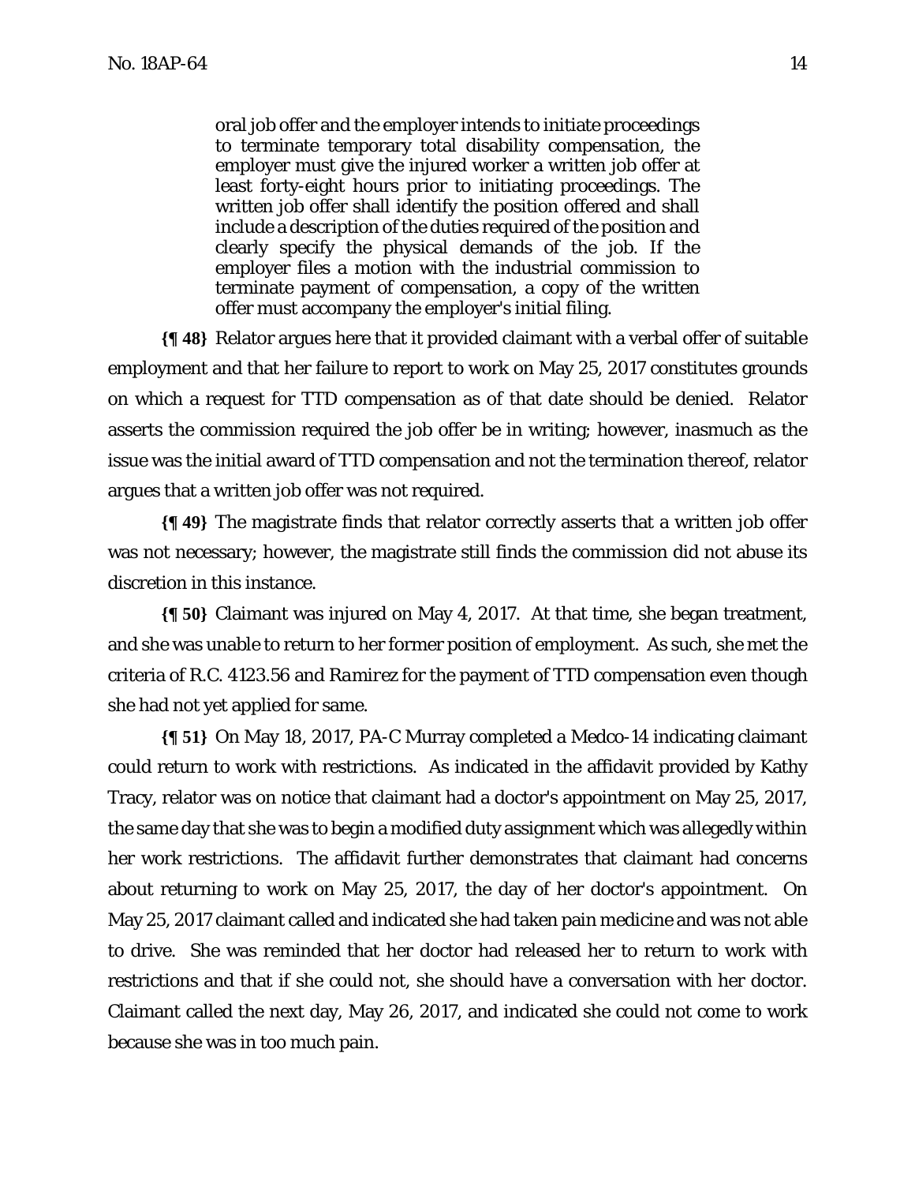> oral job offer and the employer intends to initiate proceedings to terminate temporary total disability compensation, the employer must give the injured worker a written job offer at least forty-eight hours prior to initiating proceedings. The written job offer shall identify the position offered and shall include a description of the duties required of the position and clearly specify the physical demands of the job. If the employer files a motion with the industrial commission to terminate payment of compensation, a copy of the written offer must accompany the employer's initial filing.

**{¶ 48}** Relator argues here that it provided claimant with a verbal offer of suitable employment and that her failure to report to work on May 25, 2017 constitutes grounds on which a request for TTD compensation as of that date should be denied. Relator asserts the commission required the job offer be in writing; however, inasmuch as the issue was the initial award of TTD compensation and not the termination thereof, relator argues that a written job offer was not required.

**{¶ 49}** The magistrate finds that relator correctly asserts that a written job offer was not necessary; however, the magistrate still finds the commission did not abuse its discretion in this instance.

**{¶ 50}** Claimant was injured on May 4, 2017. At that time, she began treatment, and she was unable to return to her former position of employment. As such, she met the criteria of R.C. 4123.56 and *Ramirez* for the payment of TTD compensation even though she had not yet applied for same.

**{¶ 51}** On May 18, 2017, PA-C Murray completed a Medco-14 indicating claimant could return to work with restrictions. As indicated in the affidavit provided by Kathy Tracy, relator was on notice that claimant had a doctor's appointment on May 25, 2017, the same day that she was to begin a modified duty assignment which was allegedly within her work restrictions. The affidavit further demonstrates that claimant had concerns about returning to work on May 25, 2017, the day of her doctor's appointment. On May 25, 2017 claimant called and indicated she had taken pain medicine and was not able to drive. She was reminded that her doctor had released her to return to work with restrictions and that if she could not, she should have a conversation with her doctor. Claimant called the next day, May 26, 2017, and indicated she could not come to work because she was in too much pain.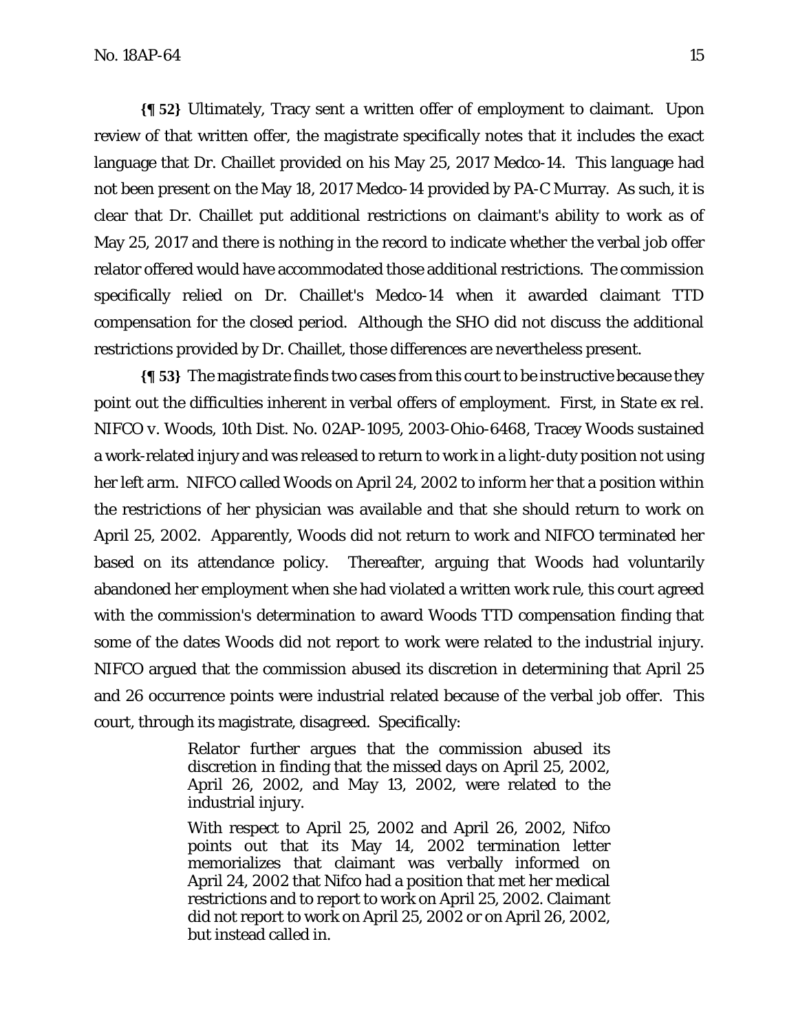**{¶ 52}** Ultimately, Tracy sent a written offer of employment to claimant. Upon review of that written offer, the magistrate specifically notes that it includes the exact language that Dr. Chaillet provided on his May 25, 2017 Medco-14. This language had not been present on the May 18, 2017 Medco-14 provided by PA-C Murray. As such, it is clear that Dr. Chaillet put additional restrictions on claimant's ability to work as of May 25, 2017 and there is nothing in the record to indicate whether the verbal job offer relator offered would have accommodated those additional restrictions. The commission specifically relied on Dr. Chaillet's Medco-14 when it awarded claimant TTD compensation for the closed period. Although the SHO did not discuss the additional restrictions provided by Dr. Chaillet, those differences are nevertheless present.

**{¶ 53}** The magistrate finds two cases from this court to be instructive because they point out the difficulties inherent in verbal offers of employment. First, in *State ex rel. NIFCO v. Woods*, 10th Dist. No. 02AP-1095, 2003-Ohio-6468, Tracey Woods sustained a work-related injury and was released to return to work in a light-duty position not using her left arm. NIFCO called Woods on April 24, 2002 to inform her that a position within the restrictions of her physician was available and that she should return to work on April 25, 2002. Apparently, Woods did not return to work and NIFCO terminated her based on its attendance policy. Thereafter, arguing that Woods had voluntarily abandoned her employment when she had violated a written work rule, this court agreed with the commission's determination to award Woods TTD compensation finding that some of the dates Woods did not report to work were related to the industrial injury. NIFCO argued that the commission abused its discretion in determining that April 25 and 26 occurrence points were industrial related because of the verbal job offer. This court, through its magistrate, disagreed. Specifically:

> Relator further argues that the commission abused its discretion in finding that the missed days on April 25, 2002, April 26, 2002, and May 13, 2002, were related to the industrial injury.
>
> With respect to April 25, 2002 and April 26, 2002, Nifco points out that its May 14, 2002 termination letter memorializes that claimant was verbally informed on April 24, 2002 that Nifco had a position that met her medical restrictions and to report to work on April 25, 2002. Claimant did not report to work on April 25, 2002 or on April 26, 2002, but instead called in.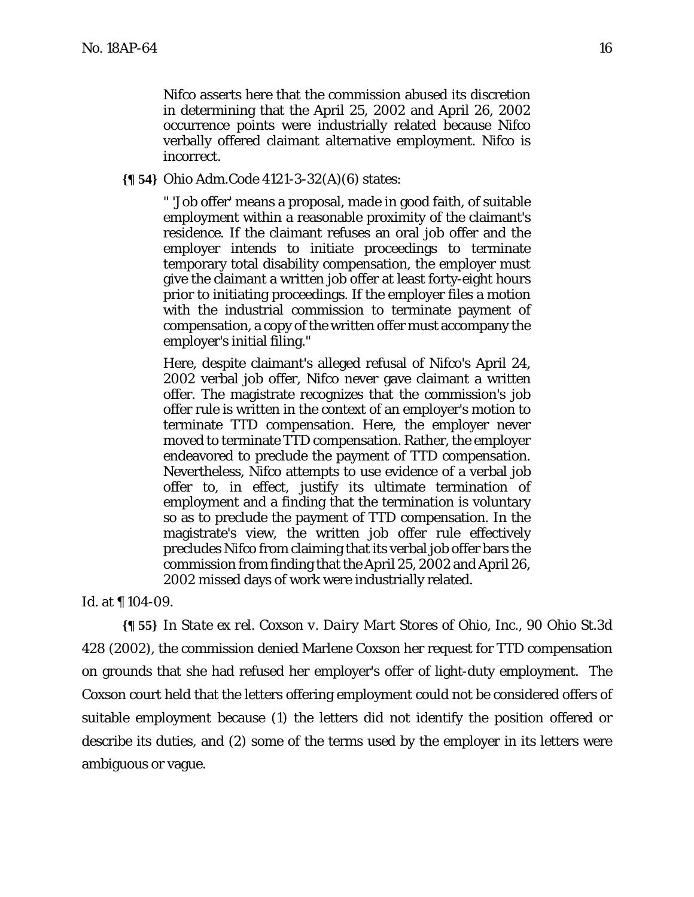> Nifco asserts here that the commission abused its discretion in determining that the April 25, 2002 and April 26, 2002 occurrence points were industrially related because Nifco verbally offered claimant alternative employment. Nifco is incorrect.

**{¶ 54}** Ohio Adm.Code 4121-3-32(A)(6) states:

> " 'Job offer' means a proposal, made in good faith, of suitable employment within a reasonable proximity of the claimant's residence. If the claimant refuses an oral job offer and the employer intends to initiate proceedings to terminate temporary total disability compensation, the employer must give the claimant a written job offer at least forty-eight hours prior to initiating proceedings. If the employer files a motion with the industrial commission to terminate payment of compensation, a copy of the written offer must accompany the employer's initial filing."
>
> Here, despite claimant's alleged refusal of Nifco's April 24, 2002 verbal job offer, Nifco never gave claimant a written offer. The magistrate recognizes that the commission's job offer rule is written in the context of an employer's motion to terminate TTD compensation. Here, the employer never moved to terminate TTD compensation. Rather, the employer endeavored to preclude the payment of TTD compensation. Nevertheless, Nifco attempts to use evidence of a verbal job offer to, in effect, justify its ultimate termination of employment and a finding that the termination is voluntary so as to preclude the payment of TTD compensation. In the magistrate's view, the written job offer rule effectively precludes Nifco from claiming that its verbal job offer bars the commission from finding that the April 25, 2002 and April 26, 2002 missed days of work were industrially related.

*Id.* at ¶ 104-09.

**{¶ 55}** In *State ex rel. Coxson v. Dairy Mart Stores of Ohio, Inc.*, 90 Ohio St.3d 428 (2002), the commission denied Marlene Coxson her request for TTD compensation on grounds that she had refused her employer's offer of light-duty employment. The *Coxson* court held that the letters offering employment could not be considered offers of suitable employment because (1) the letters did not identify the position offered or describe its duties, and (2) some of the terms used by the employer in its letters were ambiguous or vague.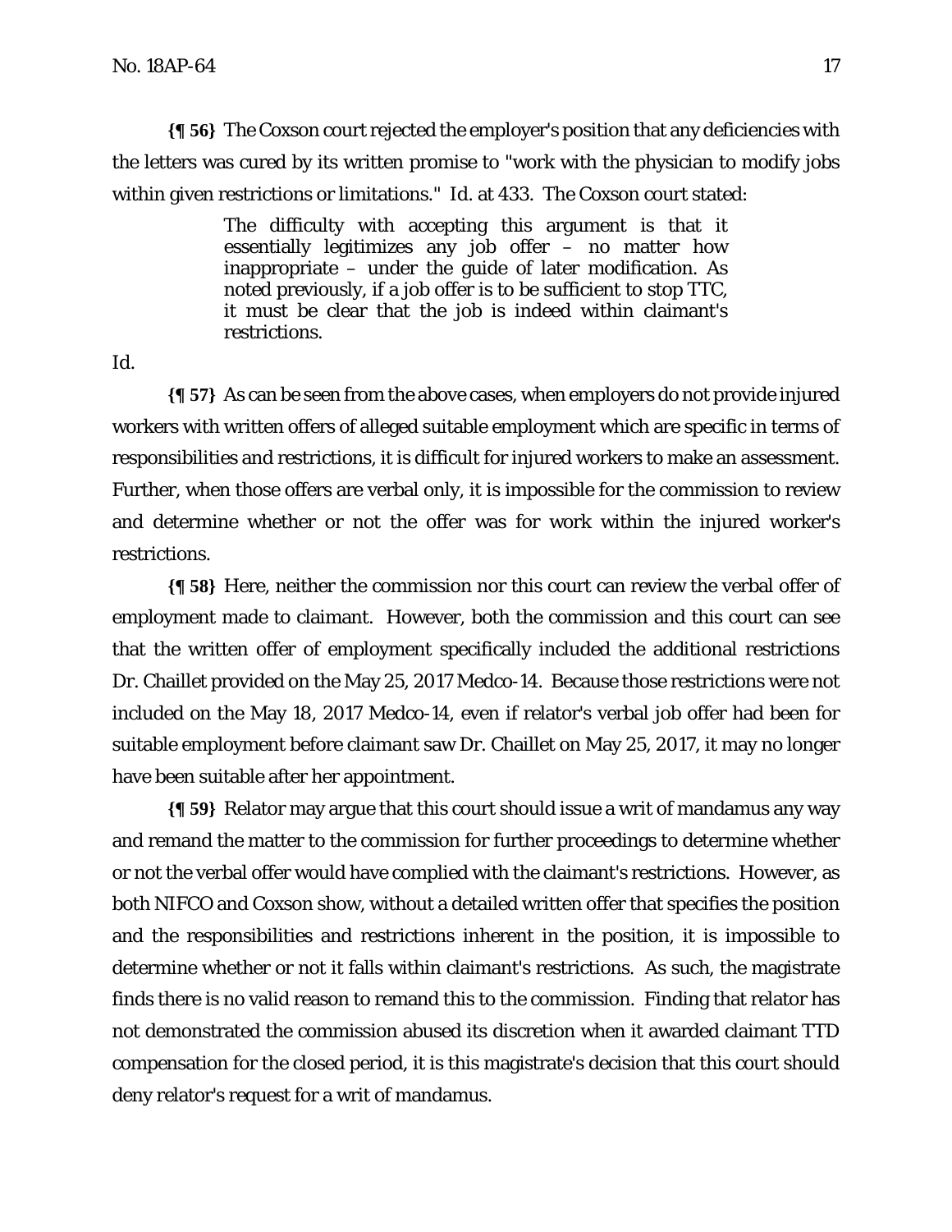**{¶ 56}** The Coxson court rejected the employer's position that any deficiencies with the letters was cured by its written promise to "work with the physician to modify jobs within given restrictions or limitations." Id. at 433. The Coxson court stated:

> The difficulty with accepting this argument is that it essentially legitimizes any job offer – no matter how inappropriate – under the guide of later modification. As noted previously, if a job offer is to be sufficient to stop TTC, it must be clear that the job is indeed within claimant's restrictions.

Id.

**{¶ 57}** As can be seen from the above cases, when employers do not provide injured workers with written offers of alleged suitable employment which are specific in terms of responsibilities and restrictions, it is difficult for injured workers to make an assessment. Further, when those offers are verbal only, it is impossible for the commission to review and determine whether or not the offer was for work within the injured worker's restrictions.

**{¶ 58}** Here, neither the commission nor this court can review the verbal offer of employment made to claimant. However, both the commission and this court can see that the written offer of employment specifically included the additional restrictions Dr. Chaillet provided on the May 25, 2017 Medco-14. Because those restrictions were not included on the May 18, 2017 Medco-14, even if relator's verbal job offer had been for suitable employment before claimant saw Dr. Chaillet on May 25, 2017, it may no longer have been suitable after her appointment.

**{¶ 59}** Relator may argue that this court should issue a writ of mandamus any way and remand the matter to the commission for further proceedings to determine whether or not the verbal offer would have complied with the claimant's restrictions. However, as both NIFCO and Coxson show, without a detailed written offer that specifies the position and the responsibilities and restrictions inherent in the position, it is impossible to determine whether or not it falls within claimant's restrictions. As such, the magistrate finds there is no valid reason to remand this to the commission. Finding that relator has not demonstrated the commission abused its discretion when it awarded claimant TTD compensation for the closed period, it is this magistrate's decision that this court should deny relator's request for a writ of mandamus.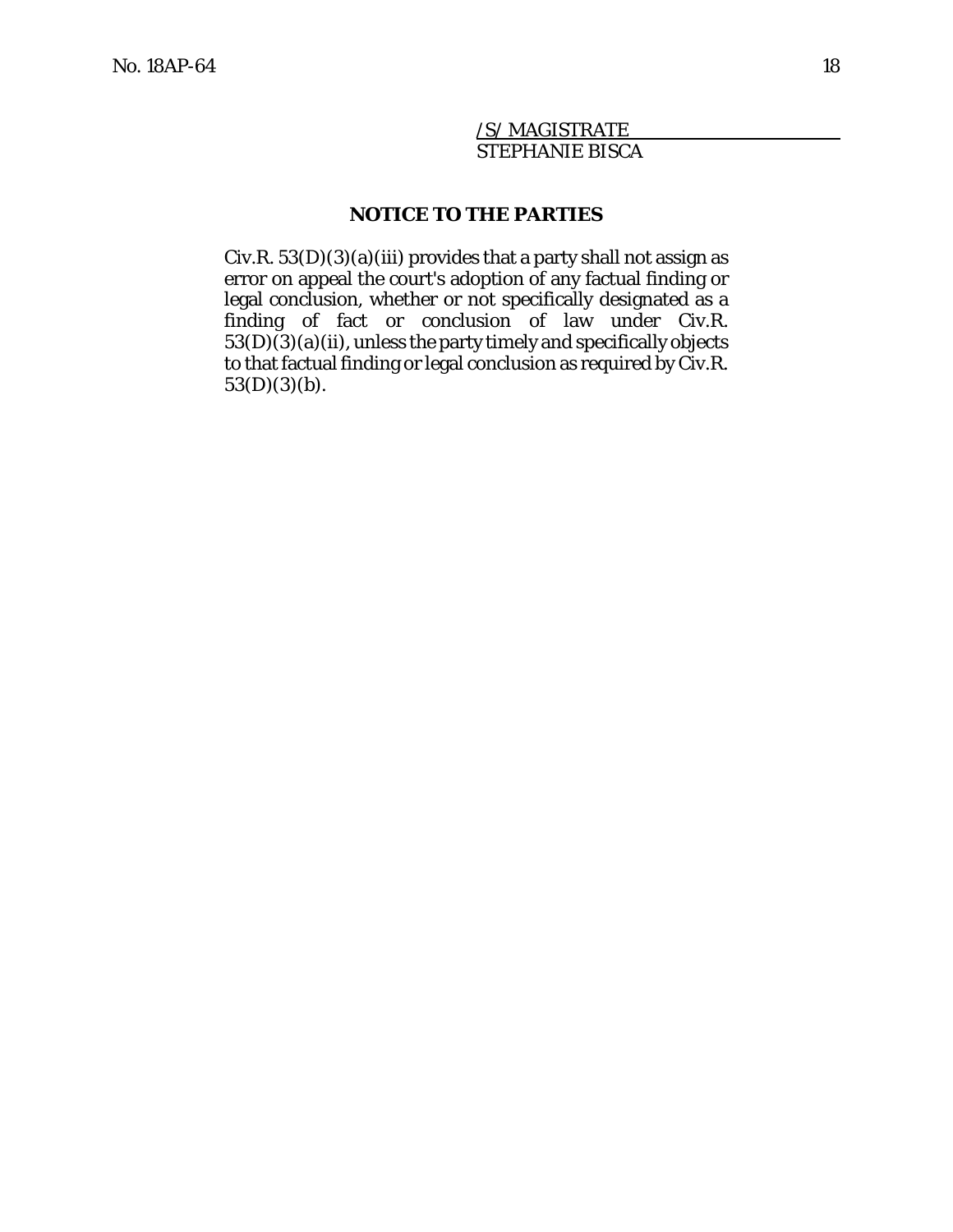/S/ MAGISTRATE
STEPHANIE BISCA

**NOTICE TO THE PARTIES**

Civ.R. 53(D)(3)(a)(iii) provides that a party shall not assign as error on appeal the court's adoption of any factual finding or legal conclusion, whether or not specifically designated as a finding of fact or conclusion of law under Civ.R. 53(D)(3)(a)(ii), unless the party timely and specifically objects to that factual finding or legal conclusion as required by Civ.R. 53(D)(3)(b).